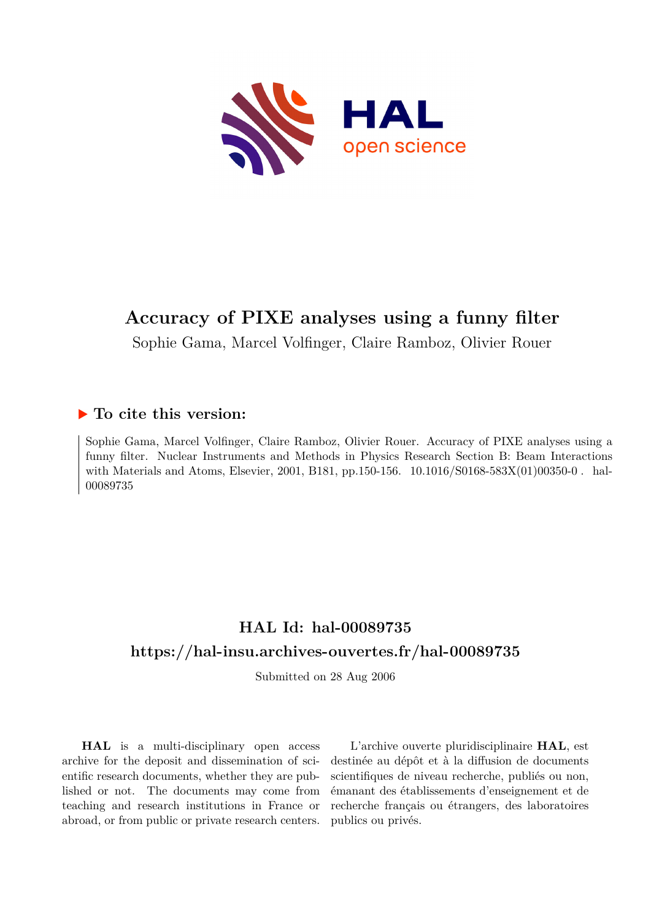# Accuracy of PIXE analyses using a funny filter

Sophie Gama, Marcel Volfinger, Claire Ramboz, Olivier Rouer

## ▶ To cite this version:

Sophie Gama, Marcel Volfinger, Claire Ramboz, Olivier Rouer. Accuracy of PIXE analyses using a funny filter. Nuclear Instruments and Methods in Physics Research Section B: Beam Interactions with Materials and Atoms, Elsevier, 2001, B181, pp.150-156. 10.1016/S0168-583X(01)00350-0 . hal-00089735

## HAL Id: hal-00089735

## https://hal-insu.archives-ouvertes.fr/hal-00089735

Submitted on 28 Aug 2006

**HAL** is a multi-disciplinary open access archive for the deposit and dissemination of scientific research documents, whether they are published or not. The documents may come from teaching and research institutions in France or abroad, or from public or private research centers.

L'archive ouverte pluridisciplinaire **HAL**, est destinée au dépôt et à la diffusion de documents scientifiques de niveau recherche, publiés ou non, émanant des établissements d'enseignement et de recherche français ou étrangers, des laboratoires publics ou privés.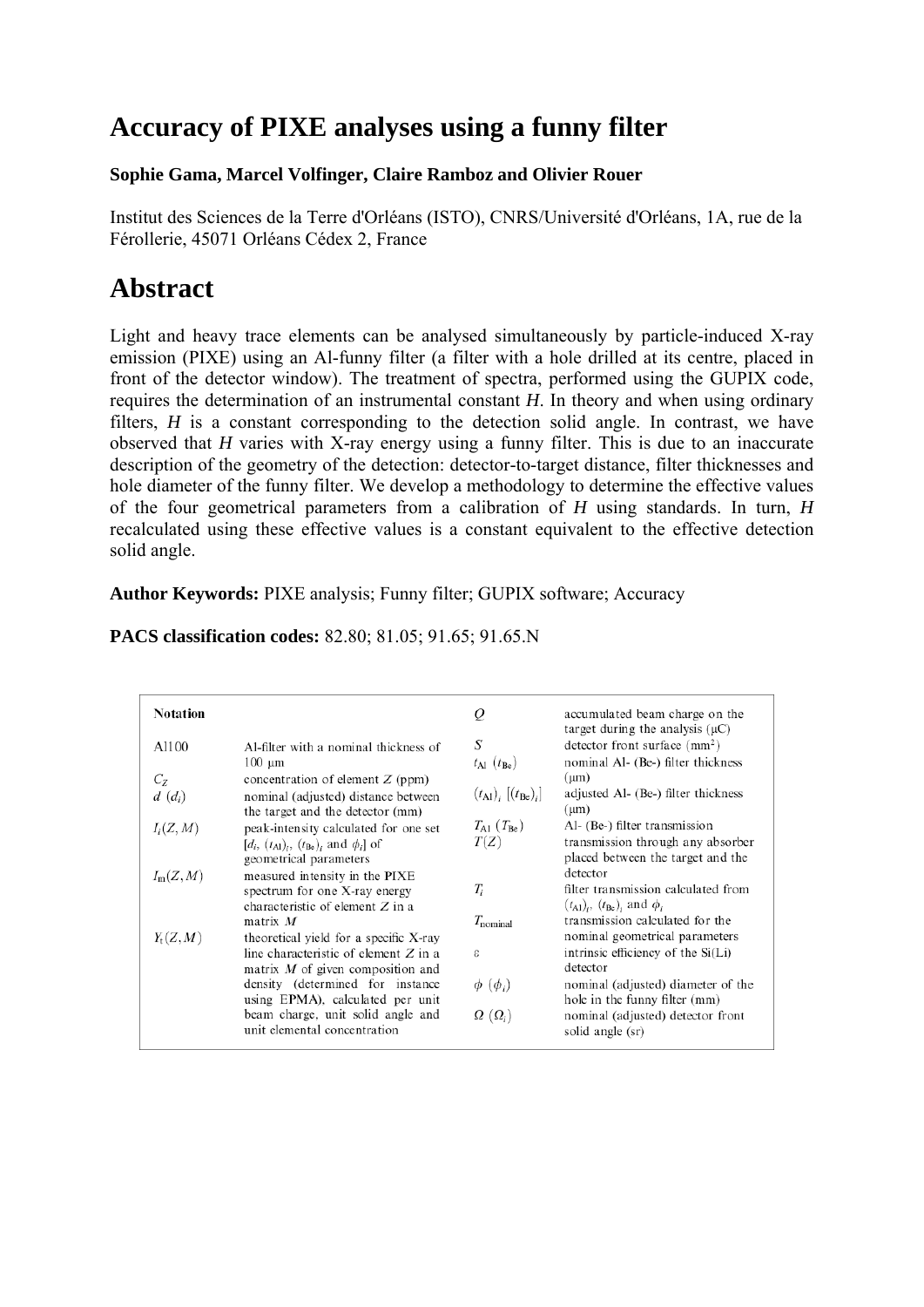# Accuracy of PIXE analyses using a funny filter

**Sophie Gama, Marcel Volfinger, Claire Ramboz and Olivier Rouer**

Institut des Sciences de la Terre d'Orléans (ISTO), CNRS/Université d'Orléans, 1A, rue de la Férollerie, 45071 Orléans Cédex 2, France

# Abstract

Light and heavy trace elements can be analysed simultaneously by particle-induced X-ray emission (PIXE) using an Al-funny filter (a filter with a hole drilled at its centre, placed in front of the detector window). The treatment of spectra, performed using the GUPIX code, requires the determination of an instrumental constant *H*. In theory and when using ordinary filters, *H* is a constant corresponding to the detection solid angle. In contrast, we have observed that *H* varies with X-ray energy using a funny filter. This is due to an inaccurate description of the geometry of the detection: detector-to-target distance, filter thicknesses and hole diameter of the funny filter. We develop a methodology to determine the effective values of the four geometrical parameters from a calibration of *H* using standards. In turn, *H* recalculated using these effective values is a constant equivalent to the effective detection solid angle.

**Author Keywords:** PIXE analysis; Funny filter; GUPIX software; Accuracy

**PACS classification codes:** 82.80; 81.05; 91.65; 91.65.N

| Notation | | | |
|---|---|---|---|
| Al100 | Al-filter with a nominal thickness of 100 μm | $Q$ | accumulated beam charge on the target during the analysis (μC) |
| $C_Z$ | concentration of element $Z$ (ppm) | $S$ | detector front surface (mm$^2$) |
| $d$ ($d_i$) | nominal (adjusted) distance between the target and the detector (mm) | $t_{Al}$ ($t_{Be}$) | nominal Al- (Be-) filter thickness (μm) |
| $I_i(Z, M)$ | peak-intensity calculated for one set [$d_i$, $(t_{Al})_i$, $(t_{Be})_i$ and $\phi_i$] of geometrical parameters | $(t_{Al})_i$ [$(t_{Be})_i$] | adjusted Al- (Be-) filter thickness (μm) |
| $I_m(Z, M)$ | measured intensity in the PIXE spectrum for one X-ray energy characteristic of element $Z$ in a matrix $M$ | $T_{Al}$ ($T_{Be}$) | Al- (Be-) filter transmission |
| $Y_t(Z, M)$ | theoretical yield for a specific X-ray line characteristic of element $Z$ in a matrix $M$ of given composition and density (determined for instance using EPMA), calculated per unit beam charge, unit solid angle and unit elemental concentration | $T(Z)$ | transmission through any absorber placed between the target and the detector |
| | | $T_i$ | filter transmission calculated from $(t_{Al})_i$, $(t_{Be})_i$ and $\phi_i$ |
| | | $T_{nominal}$ | transmission calculated for the nominal geometrical parameters |
| | | $\varepsilon$ | intrinsic efficiency of the Si(Li) detector |
| | | $\phi$ ($\phi_i$) | nominal (adjusted) diameter of the hole in the funny filter (mm) |
| | | $\Omega$ ($\Omega_i$) | nominal (adjusted) detector front solid angle (sr) |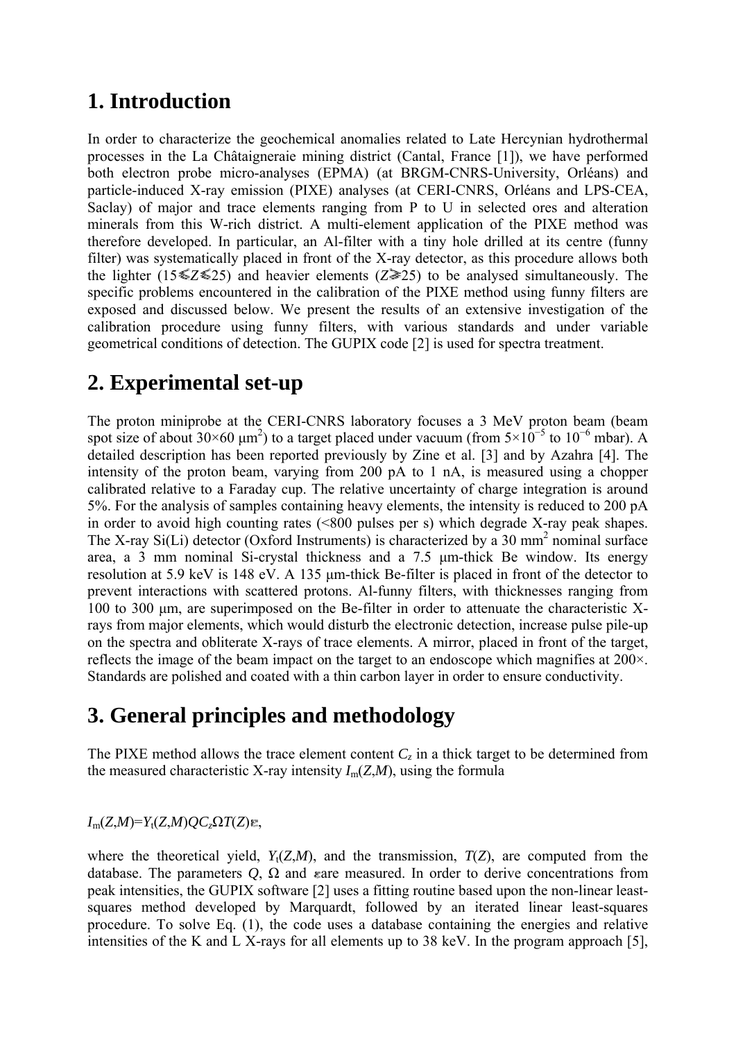## 1. Introduction

In order to characterize the geochemical anomalies related to Late Hercynian hydrothermal processes in the La Châtaigneraie mining district (Cantal, France [1]), we have performed both electron probe micro-analyses (EPMA) (at BRGM-CNRS-University, Orléans) and particle-induced X-ray emission (PIXE) analyses (at CERI-CNRS, Orléans and LPS-CEA, Saclay) of major and trace elements ranging from P to U in selected ores and alteration minerals from this W-rich district. A multi-element application of the PIXE method was therefore developed. In particular, an Al-filter with a tiny hole drilled at its centre (funny filter) was systematically placed in front of the X-ray detector, as this procedure allows both the lighter ($15 \leqslant Z \leqslant 25$) and heavier elements ($Z \geqslant 25$) to be analysed simultaneously. The specific problems encountered in the calibration of the PIXE method using funny filters are exposed and discussed below. We present the results of an extensive investigation of the calibration procedure using funny filters, with various standards and under variable geometrical conditions of detection. The GUPIX code [2] is used for spectra treatment.

## 2. Experimental set-up

The proton miniprobe at the CERI-CNRS laboratory focuses a 3 MeV proton beam (beam spot size of about $30 \times 60\ \mu m^2$) to a target placed under vacuum (from $5 \times 10^{-5}$ to $10^{-6}$ mbar). A detailed description has been reported previously by Zine et al. [3] and by Azahra [4]. The intensity of the proton beam, varying from 200 pA to 1 nA, is measured using a chopper calibrated relative to a Faraday cup. The relative uncertainty of charge integration is around 5%. For the analysis of samples containing heavy elements, the intensity is reduced to 200 pA in order to avoid high counting rates (<800 pulses per s) which degrade X-ray peak shapes. The X-ray Si(Li) detector (Oxford Instruments) is characterized by a 30 mm$^2$ nominal surface area, a 3 mm nominal Si-crystal thickness and a 7.5 μm-thick Be window. Its energy resolution at 5.9 keV is 148 eV. A 135 μm-thick Be-filter is placed in front of the detector to prevent interactions with scattered protons. Al-funny filters, with thicknesses ranging from 100 to 300 μm, are superimposed on the Be-filter in order to attenuate the characteristic X-rays from major elements, which would disturb the electronic detection, increase pulse pile-up on the spectra and obliterate X-rays of trace elements. A mirror, placed in front of the target, reflects the image of the beam impact on the target to an endoscope which magnifies at 200×. Standards are polished and coated with a thin carbon layer in order to ensure conductivity.

## 3. General principles and methodology

The PIXE method allows the trace element content $C_z$ in a thick target to be determined from the measured characteristic X-ray intensity $I_m(Z,M)$, using the formula

$$I_m(Z,M) = Y_t(Z,M) Q C_z \Omega T(Z) \varepsilon,$$

where the theoretical yield, $Y_t(Z,M)$, and the transmission, $T(Z)$, are computed from the database. The parameters $Q$, $\Omega$ and $\varepsilon$ are measured. In order to derive concentrations from peak intensities, the GUPIX software [2] uses a fitting routine based upon the non-linear least-squares method developed by Marquardt, followed by an iterated linear least-squares procedure. To solve Eq. (1), the code uses a database containing the energies and relative intensities of the K and L X-rays for all elements up to 38 keV. In the program approach [5],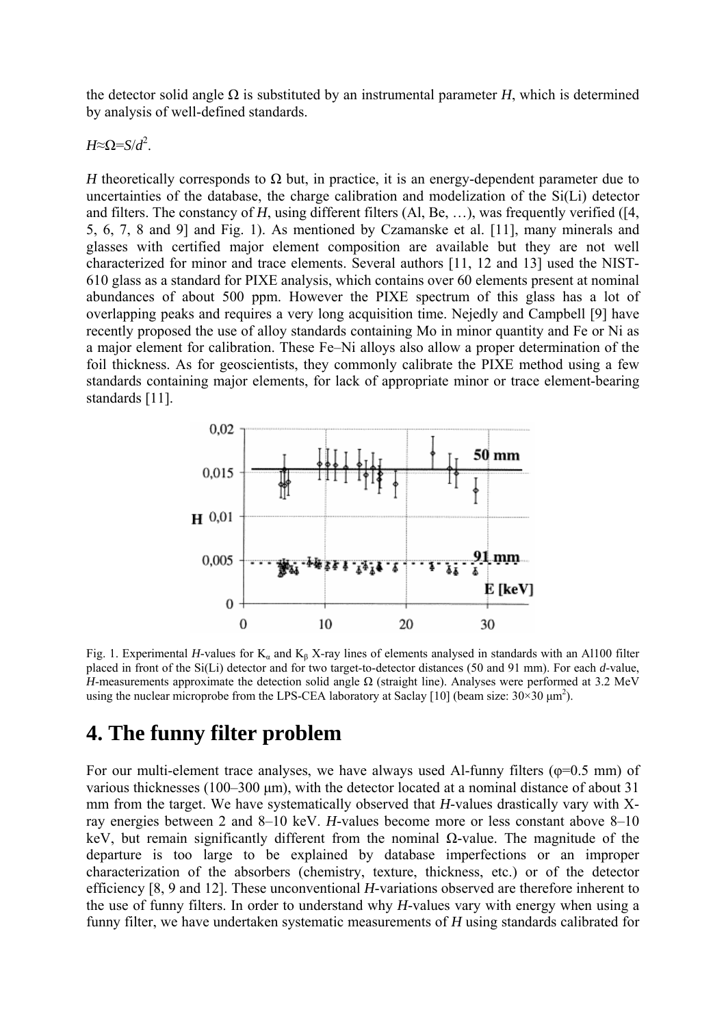the detector solid angle Ω is substituted by an instrumental parameter $H$, which is determined by analysis of well-defined standards.

$H \approx \Omega = S/d^2$.

$H$ theoretically corresponds to Ω but, in practice, it is an energy-dependent parameter due to uncertainties of the database, the charge calibration and modelization of the Si(Li) detector and filters. The constancy of $H$, using different filters (Al, Be, …), was frequently verified ([4, 5, 6, 7, 8 and 9] and Fig. 1). As mentioned by Czamanske et al. [11], many minerals and glasses with certified major element composition are available but they are not well characterized for minor and trace elements. Several authors [11, 12 and 13] used the NIST-610 glass as a standard for PIXE analysis, which contains over 60 elements present at nominal abundances of about 500 ppm. However the PIXE spectrum of this glass has a lot of overlapping peaks and requires a very long acquisition time. Nejedly and Campbell [9] have recently proposed the use of alloy standards containing Mo in minor quantity and Fe or Ni as a major element for calibration. These Fe–Ni alloys also allow a proper determination of the foil thickness. As for geoscientists, they commonly calibrate the PIXE method using a few standards containing major elements, for lack of appropriate minor or trace element-bearing standards [11].

Fig. 1. Experimental $H$-values for $K_\alpha$ and $K_\beta$ X-ray lines of elements analysed in standards with an Al100 filter placed in front of the Si(Li) detector and for two target-to-detector distances (50 and 91 mm). For each $d$-value, $H$-measurements approximate the detection solid angle Ω (straight line). Analyses were performed at 3.2 MeV using the nuclear microprobe from the LPS-CEA laboratory at Saclay [10] (beam size: 30×30 μm$^2$).

# 4. The funny filter problem

For our multi-element trace analyses, we have always used Al-funny filters (φ=0.5 mm) of various thicknesses (100–300 μm), with the detector located at a nominal distance of about 31 mm from the target. We have systematically observed that $H$-values drastically vary with X-ray energies between 2 and 8–10 keV. $H$-values become more or less constant above 8–10 keV, but remain significantly different from the nominal Ω-value. The magnitude of the departure is too large to be explained by database imperfections or an improper characterization of the absorbers (chemistry, texture, thickness, etc.) or of the detector efficiency [8, 9 and 12]. These unconventional $H$-variations observed are therefore inherent to the use of funny filters. In order to understand why $H$-values vary with energy when using a funny filter, we have undertaken systematic measurements of $H$ using standards calibrated for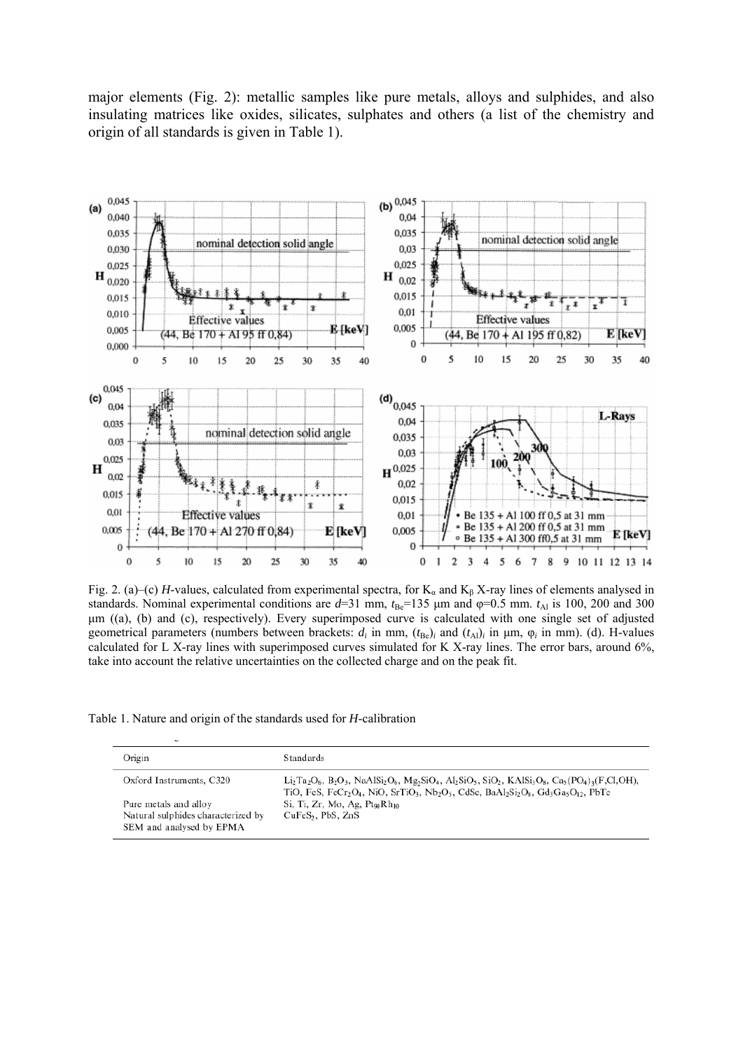major elements (Fig. 2): metallic samples like pure metals, alloys and sulphides, and also insulating matrices like oxides, silicates, sulphates and others (a list of the chemistry and origin of all standards is given in Table 1).

Fig. 2. (a)–(c) $H$-values, calculated from experimental spectra, for $K_\alpha$ and $K_\beta$ X-ray lines of elements analysed in standards. Nominal experimental conditions are $d$=31 mm, $t_{Be}$=135 μm and φ=0.5 mm. $t_{Al}$ is 100, 200 and 300 μm ((a), (b) and (c), respectively). Every superimposed curve is calculated with one single set of adjusted geometrical parameters (numbers between brackets: $d_i$ in mm, $(t_{Be})_i$ and $(t_{Al})_i$ in μm, $\varphi_i$ in mm). (d). H-values calculated for L X-ray lines with superimposed curves simulated for K X-ray lines. The error bars, around 6%, take into account the relative uncertainties on the collected charge and on the peak fit.

Table 1. Nature and origin of the standards used for $H$-calibration

| Origin | Standards |
| --- | --- |
| Oxford Instruments, C320 | $Li_2Ta_2O_6$, $B_2O_3$, $NaAlSi_2O_6$, $Mg_2SiO_4$, $Al_2SiO_5$, $SiO_2$, $KAlSi_3O_8$, $Ca_5(PO_4)_3(F,Cl,OH)$, TiO, FeS, $FeCr_2O_4$, NiO, $SrTiO_3$, $Nb_2O_5$, CdSe, $BaAl_2Si_2O_8$, $Gd_3Ga_5O_{12}$, PbTe |
| Pure metals and alloy | Si, Ti, Zr, Mo, Ag, $Pt_{90}Rh_{10}$ |
| Natural sulphides characterized by SEM and analysed by EPMA | $CuFeS_2$, PbS, ZnS |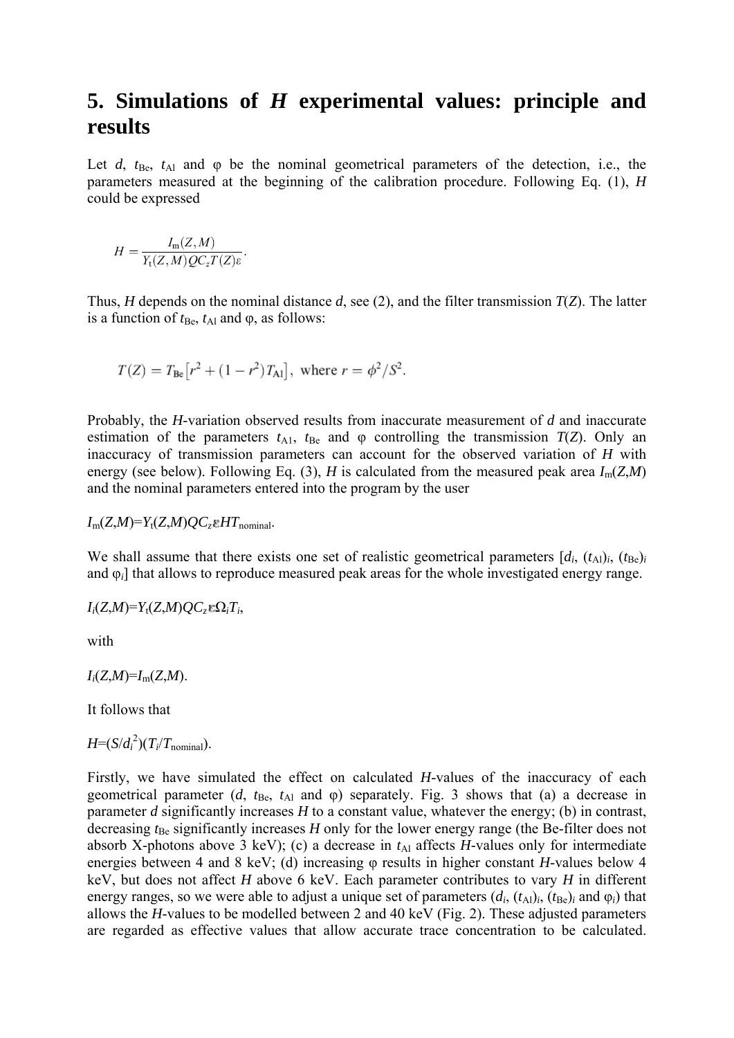# 5. Simulations of *H* experimental values: principle and results

Let $d$, $t_{Be}$, $t_{Al}$ and φ be the nominal geometrical parameters of the detection, i.e., the parameters measured at the beginning of the calibration procedure. Following Eq. (1), $H$ could be expressed

$$H = \frac{I_m(Z,M)}{Y_t(Z,M)QC_zT(Z)\varepsilon}.$$

Thus, $H$ depends on the nominal distance $d$, see (2), and the filter transmission $T(Z)$. The latter is a function of $t_{Be}$, $t_{Al}$ and φ, as follows:

$$T(Z) = T_{Be}\left[r^2 + (1 - r^2)T_{Al}\right], \text{ where } r = \phi^2/S^2.$$

Probably, the $H$-variation observed results from inaccurate measurement of $d$ and inaccurate estimation of the parameters $t_{A1}$, $t_{Be}$ and φ controlling the transmission $T(Z)$. Only an inaccuracy of transmission parameters can account for the observed variation of $H$ with energy (see below). Following Eq. (3), $H$ is calculated from the measured peak area $I_m(Z,M)$ and the nominal parameters entered into the program by the user

$I_m(Z,M)=Y_t(Z,M)QC_z\varepsilon HT_{nominal}$.

We shall assume that there exists one set of realistic geometrical parameters [$d_i$, $(t_{Al})_i$, $(t_{Be})_i$ and $\varphi_i$] that allows to reproduce measured peak areas for the whole investigated energy range.

$I_i(Z,M)=Y_t(Z,M)QC_z\varepsilon\Omega_iT_i$,

with

$I_i(Z,M)=I_m(Z,M)$.

It follows that

$H=(S/d_i^2)(T_i/T_{nominal})$.

Firstly, we have simulated the effect on calculated $H$-values of the inaccuracy of each geometrical parameter ($d$, $t_{Be}$, $t_{Al}$ and φ) separately. Fig. 3 shows that (a) a decrease in parameter $d$ significantly increases $H$ to a constant value, whatever the energy; (b) in contrast, decreasing $t_{Be}$ significantly increases $H$ only for the lower energy range (the Be-filter does not absorb X-photons above 3 keV); (c) a decrease in $t_{Al}$ affects $H$-values only for intermediate energies between 4 and 8 keV; (d) increasing φ results in higher constant $H$-values below 4 keV, but does not affect $H$ above 6 keV. Each parameter contributes to vary $H$ in different energy ranges, so we were able to adjust a unique set of parameters ($d_i$, $(t_{Al})_i$, $(t_{Be})_i$ and $\varphi_i$) that allows the $H$-values to be modelled between 2 and 40 keV (Fig. 2). These adjusted parameters are regarded as effective values that allow accurate trace concentration to be calculated.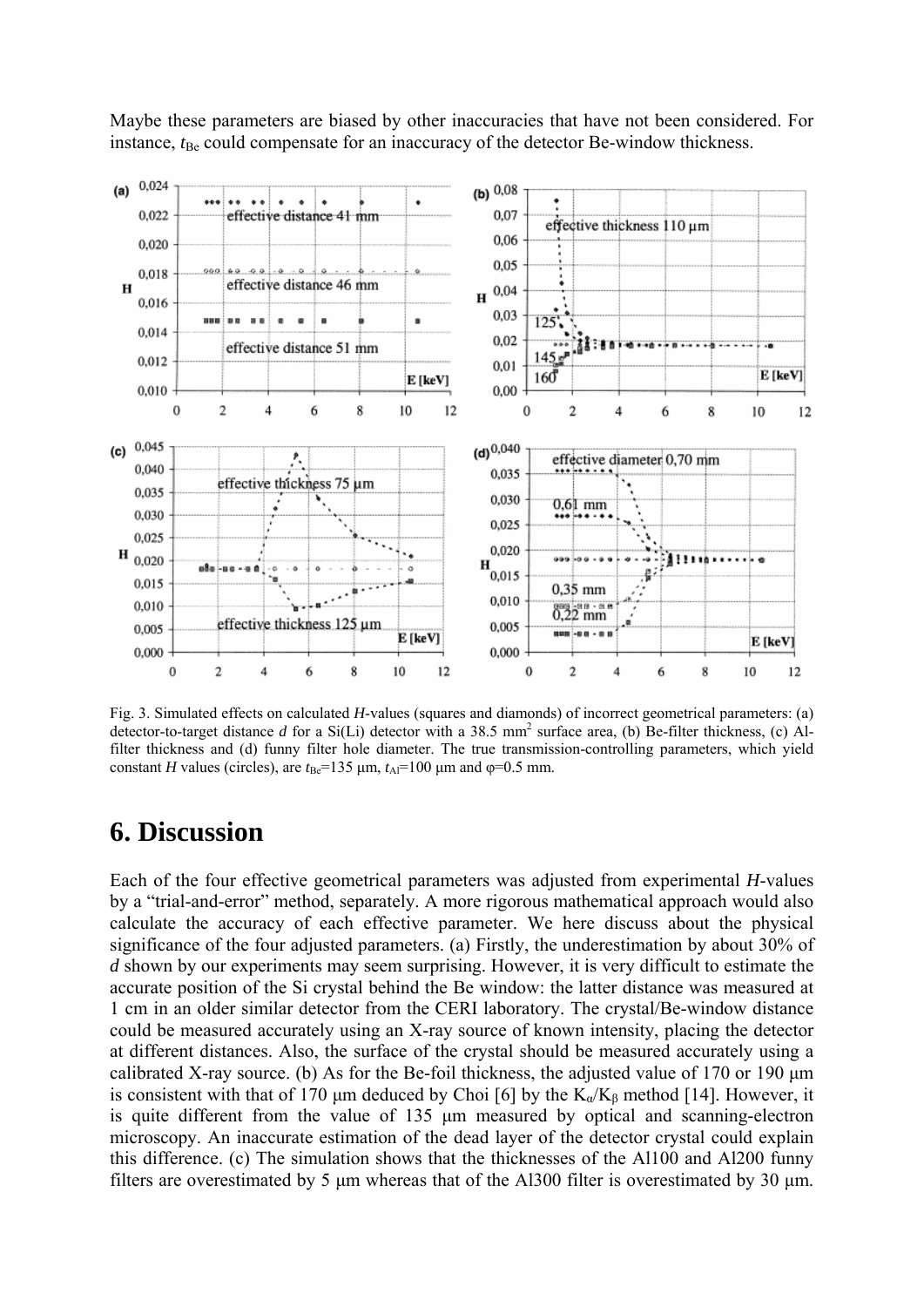Maybe these parameters are biased by other inaccuracies that have not been considered. For instance, $t_{Be}$ could compensate for an inaccuracy of the detector Be-window thickness.

Fig. 3. Simulated effects on calculated *H*-values (squares and diamonds) of incorrect geometrical parameters: (a) detector-to-target distance *d* for a Si(Li) detector with a 38.5 mm$^2$ surface area, (b) Be-filter thickness, (c) Al-filter thickness and (d) funny filter hole diameter. The true transmission-controlling parameters, which yield constant *H* values (circles), are $t_{Be}$=135 µm, $t_{Al}$=100 µm and φ=0.5 mm.

# 6. Discussion

Each of the four effective geometrical parameters was adjusted from experimental *H*-values by a "trial-and-error" method, separately. A more rigorous mathematical approach would also calculate the accuracy of each effective parameter. We here discuss about the physical significance of the four adjusted parameters. (a) Firstly, the underestimation by about 30% of *d* shown by our experiments may seem surprising. However, it is very difficult to estimate the accurate position of the Si crystal behind the Be window: the latter distance was measured at 1 cm in an older similar detector from the CERI laboratory. The crystal/Be-window distance could be measured accurately using an X-ray source of known intensity, placing the detector at different distances. Also, the surface of the crystal should be measured accurately using a calibrated X-ray source. (b) As for the Be-foil thickness, the adjusted value of 170 or 190 µm is consistent with that of 170 µm deduced by Choi [6] by the $K_\alpha/K_\beta$ method [14]. However, it is quite different from the value of 135 µm measured by optical and scanning-electron microscopy. An inaccurate estimation of the dead layer of the detector crystal could explain this difference. (c) The simulation shows that the thicknesses of the Al100 and Al200 funny filters are overestimated by 5 µm whereas that of the Al300 filter is overestimated by 30 µm.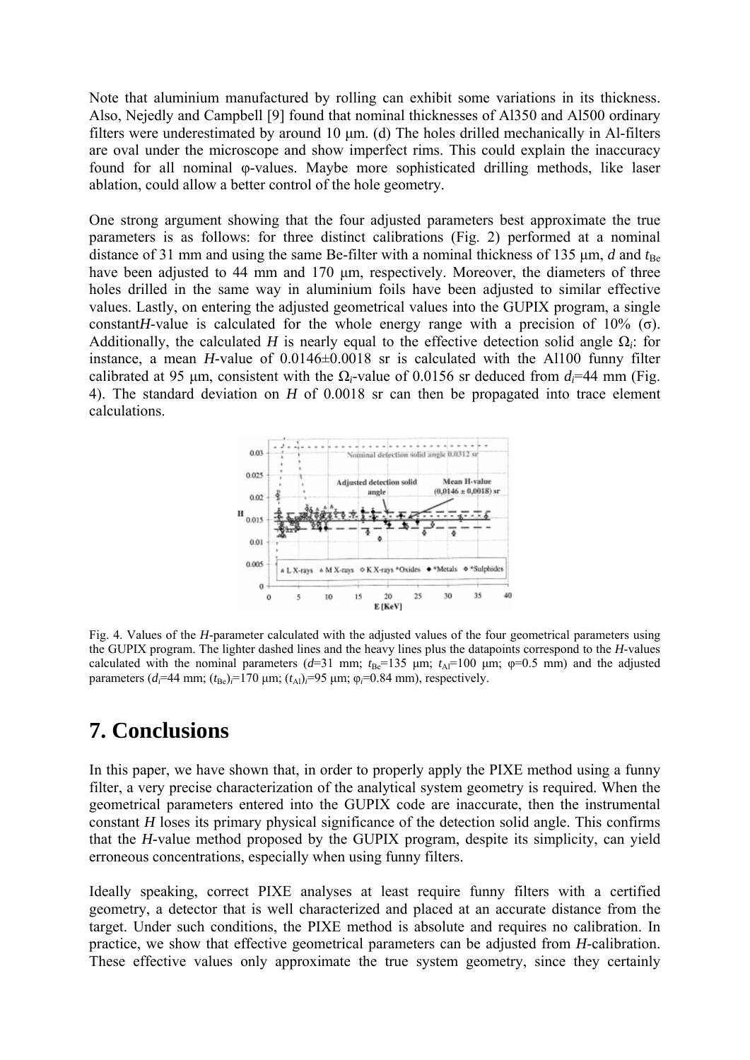Note that aluminium manufactured by rolling can exhibit some variations in its thickness. Also, Nejedly and Campbell [9] found that nominal thicknesses of Al350 and Al500 ordinary filters were underestimated by around 10 μm. (d) The holes drilled mechanically in Al-filters are oval under the microscope and show imperfect rims. This could explain the inaccuracy found for all nominal φ-values. Maybe more sophisticated drilling methods, like laser ablation, could allow a better control of the hole geometry.

One strong argument showing that the four adjusted parameters best approximate the true parameters is as follows: for three distinct calibrations (Fig. 2) performed at a nominal distance of 31 mm and using the same Be-filter with a nominal thickness of 135 μm, $d$ and $t_{Be}$ have been adjusted to 44 mm and 170 μm, respectively. Moreover, the diameters of three holes drilled in the same way in aluminium foils have been adjusted to similar effective values. Lastly, on entering the adjusted geometrical values into the GUPIX program, a single constant *H*-value is calculated for the whole energy range with a precision of 10% (σ). Additionally, the calculated $H$ is nearly equal to the effective detection solid angle $\Omega_i$: for instance, a mean $H$-value of 0.0146±0.0018 sr is calculated with the Al100 funny filter calibrated at 95 μm, consistent with the $\Omega_i$-value of 0.0156 sr deduced from $d_i$=44 mm (Fig. 4). The standard deviation on $H$ of 0.0018 sr can then be propagated into trace element calculations.

Fig. 4. Values of the *H*-parameter calculated with the adjusted values of the four geometrical parameters using the GUPIX program. The lighter dashed lines and the heavy lines plus the datapoints correspond to the *H*-values calculated with the nominal parameters ($d$=31 mm; $t_{Be}$=135 μm; $t_{Al}$=100 μm; φ=0.5 mm) and the adjusted parameters ($d_i$=44 mm; $(t_{Be})_i$=170 μm; $(t_{Al})_i$=95 μm; $\varphi_i$=0.84 mm), respectively.

# 7. Conclusions

In this paper, we have shown that, in order to properly apply the PIXE method using a funny filter, a very precise characterization of the analytical system geometry is required. When the geometrical parameters entered into the GUPIX code are inaccurate, then the instrumental constant $H$ loses its primary physical significance of the detection solid angle. This confirms that the $H$-value method proposed by the GUPIX program, despite its simplicity, can yield erroneous concentrations, especially when using funny filters.

Ideally speaking, correct PIXE analyses at least require funny filters with a certified geometry, a detector that is well characterized and placed at an accurate distance from the target. Under such conditions, the PIXE method is absolute and requires no calibration. In practice, we show that effective geometrical parameters can be adjusted from $H$-calibration. These effective values only approximate the true system geometry, since they certainly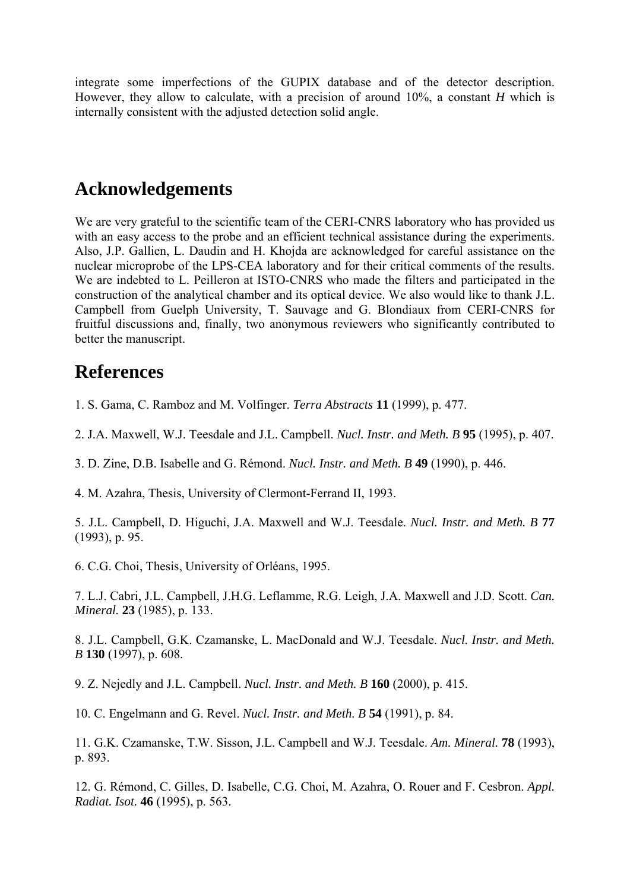integrate some imperfections of the GUPIX database and of the detector description. However, they allow to calculate, with a precision of around 10%, a constant $H$ which is internally consistent with the adjusted detection solid angle.

## Acknowledgements

We are very grateful to the scientific team of the CERI-CNRS laboratory who has provided us with an easy access to the probe and an efficient technical assistance during the experiments. Also, J.P. Gallien, L. Daudin and H. Khojda are acknowledged for careful assistance on the nuclear microprobe of the LPS-CEA laboratory and for their critical comments of the results. We are indebted to L. Peilleron at ISTO-CNRS who made the filters and participated in the construction of the analytical chamber and its optical device. We also would like to thank J.L. Campbell from Guelph University, T. Sauvage and G. Blondiaux from CERI-CNRS for fruitful discussions and, finally, two anonymous reviewers who significantly contributed to better the manuscript.

## References

1. S. Gama, C. Ramboz and M. Volfinger. *Terra Abstracts* **11** (1999), p. 477.

2. J.A. Maxwell, W.J. Teesdale and J.L. Campbell. *Nucl. Instr. and Meth. B* **95** (1995), p. 407.

3. D. Zine, D.B. Isabelle and G. Rémond. *Nucl. Instr. and Meth. B* **49** (1990), p. 446.

4. M. Azahra, Thesis, University of Clermont-Ferrand II, 1993.

5. J.L. Campbell, D. Higuchi, J.A. Maxwell and W.J. Teesdale. *Nucl. Instr. and Meth. B* **77** (1993), p. 95.

6. C.G. Choi, Thesis, University of Orléans, 1995.

7. L.J. Cabri, J.L. Campbell, J.H.G. Leflamme, R.G. Leigh, J.A. Maxwell and J.D. Scott. *Can. Mineral.* **23** (1985), p. 133.

8. J.L. Campbell, G.K. Czamanske, L. MacDonald and W.J. Teesdale. *Nucl. Instr. and Meth. B* **130** (1997), p. 608.

9. Z. Nejedly and J.L. Campbell. *Nucl. Instr. and Meth. B* **160** (2000), p. 415.

10. C. Engelmann and G. Revel. *Nucl. Instr. and Meth. B* **54** (1991), p. 84.

11. G.K. Czamanske, T.W. Sisson, J.L. Campbell and W.J. Teesdale. *Am. Mineral.* **78** (1993), p. 893.

12. G. Rémond, C. Gilles, D. Isabelle, C.G. Choi, M. Azahra, O. Rouer and F. Cesbron. *Appl. Radiat. Isot.* **46** (1995), p. 563.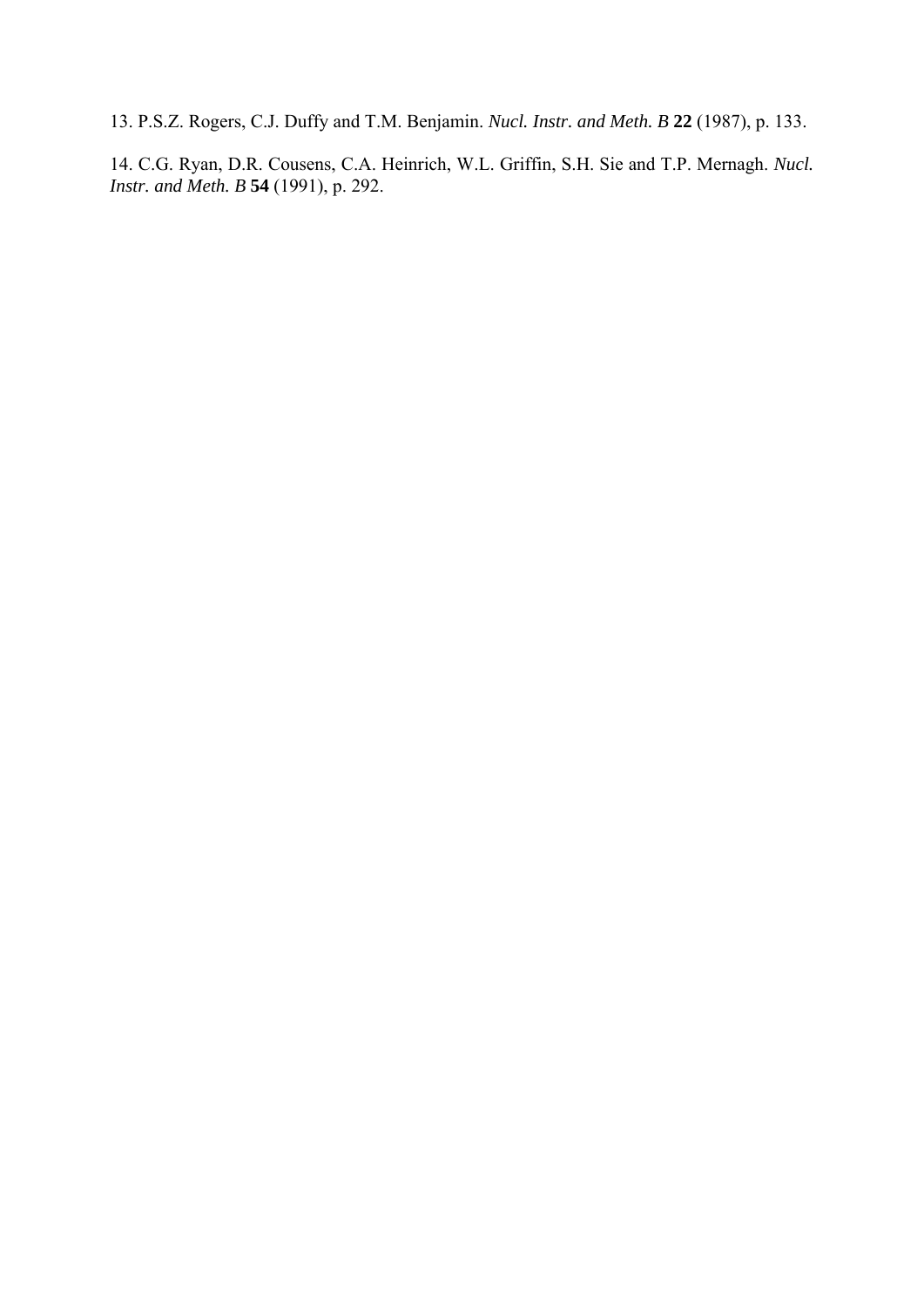13. P.S.Z. Rogers, C.J. Duffy and T.M. Benjamin. *Nucl. Instr. and Meth. B* **22** (1987), p. 133.

14. C.G. Ryan, D.R. Cousens, C.A. Heinrich, W.L. Griffin, S.H. Sie and T.P. Mernagh. *Nucl. Instr. and Meth. B* **54** (1991), p. 292.